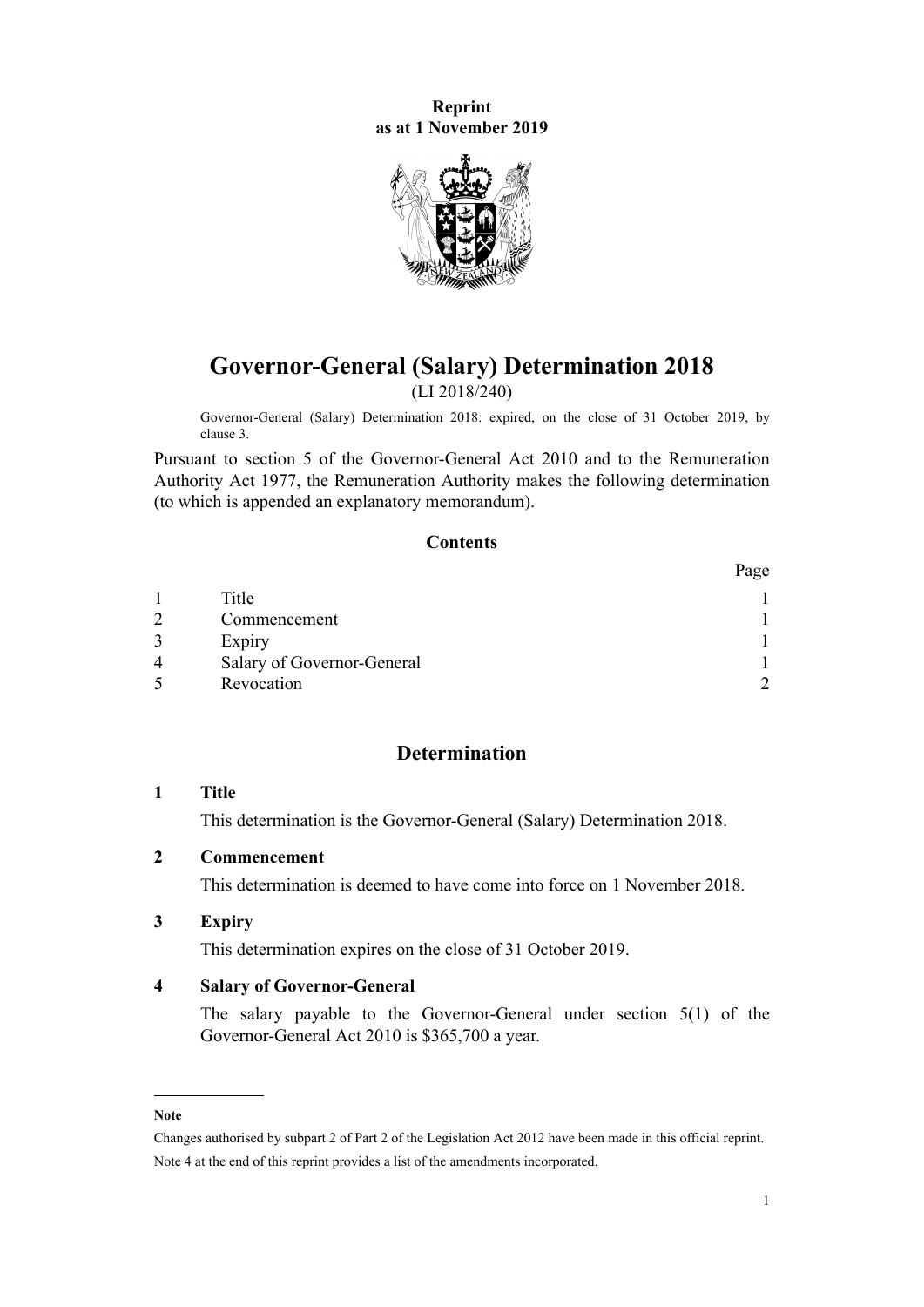**Reprint**
**as at 1 November 2019**

# Governor-General (Salary) Determination 2018

(LI 2018/240)

Governor-General (Salary) Determination 2018: expired, on the close of 31 October 2019, by clause 3.

Pursuant to section 5 of the Governor-General Act 2010 and to the Remuneration Authority Act 1977, the Remuneration Authority makes the following determination (to which is appended an explanatory memorandum).

## Contents

| | | Page |
|---|---|---|
| 1 | Title | 1 |
| 2 | Commencement | 1 |
| 3 | Expiry | 1 |
| 4 | Salary of Governor-General | 1 |
| 5 | Revocation | 2 |

## Determination

### 1 Title

This determination is the Governor-General (Salary) Determination 2018.

### 2 Commencement

This determination is deemed to have come into force on 1 November 2018.

### 3 Expiry

This determination expires on the close of 31 October 2019.

### 4 Salary of Governor-General

The salary payable to the Governor-General under section 5(1) of the Governor-General Act 2010 is $365,700 a year.

---

**Note**

Changes authorised by subpart 2 of Part 2 of the Legislation Act 2012 have been made in this official reprint.

Note 4 at the end of this reprint provides a list of the amendments incorporated.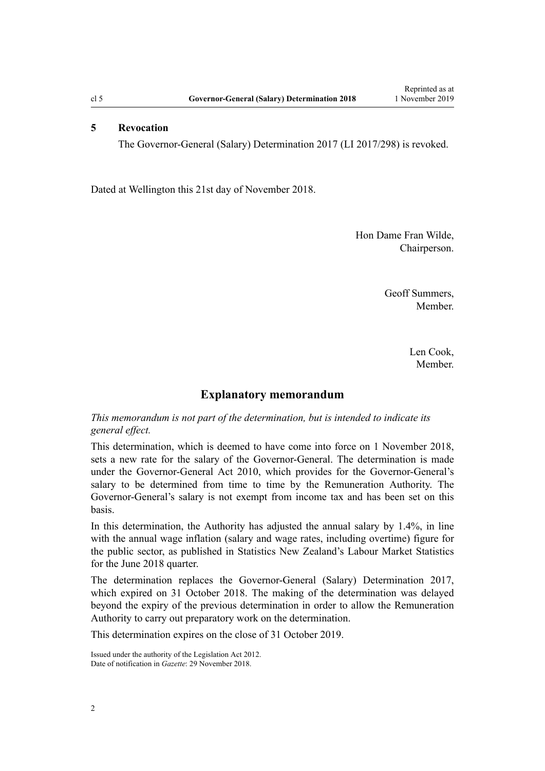### 5 Revocation

The Governor-General (Salary) Determination 2017 (LI 2017/298) is revoked.

Dated at Wellington this 21st day of November 2018.

Hon Dame Fran Wilde,
Chairperson.

Geoff Summers,
Member.

Len Cook,
Member.

## Explanatory memorandum

*This memorandum is not part of the determination, but is intended to indicate its general effect.*

This determination, which is deemed to have come into force on 1 November 2018, sets a new rate for the salary of the Governor-General. The determination is made under the Governor-General Act 2010, which provides for the Governor-General's salary to be determined from time to time by the Remuneration Authority. The Governor-General's salary is not exempt from income tax and has been set on this basis.

In this determination, the Authority has adjusted the annual salary by 1.4%, in line with the annual wage inflation (salary and wage rates, including overtime) figure for the public sector, as published in Statistics New Zealand's Labour Market Statistics for the June 2018 quarter.

The determination replaces the Governor-General (Salary) Determination 2017, which expired on 31 October 2018. The making of the determination was delayed beyond the expiry of the previous determination in order to allow the Remuneration Authority to carry out preparatory work on the determination.

This determination expires on the close of 31 October 2019.

Issued under the authority of the Legislation Act 2012.
Date of notification in *Gazette*: 29 November 2018.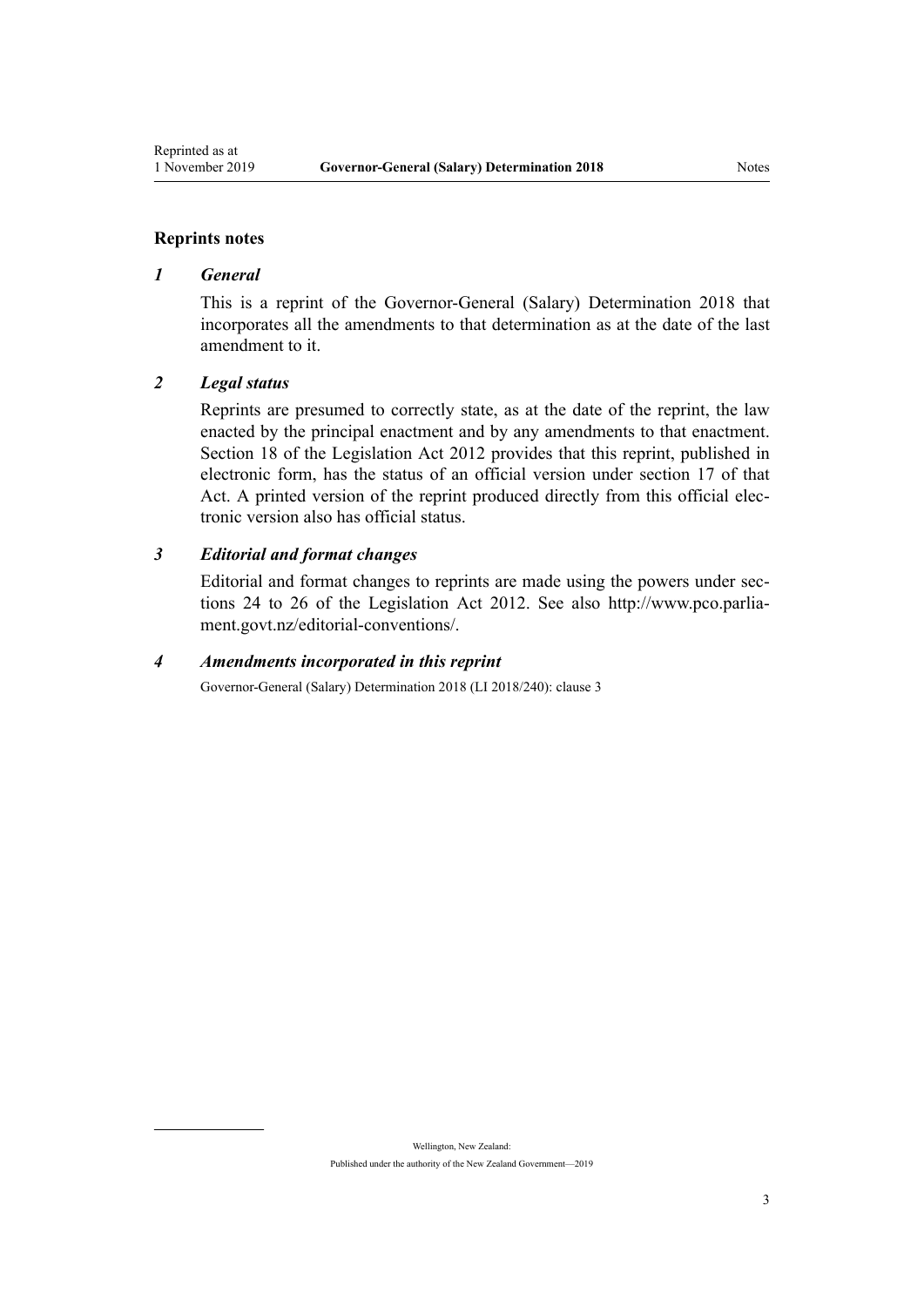## Reprints notes

### *1 General*

This is a reprint of the Governor-General (Salary) Determination 2018 that incorporates all the amendments to that determination as at the date of the last amendment to it.

### *2 Legal status*

Reprints are presumed to correctly state, as at the date of the reprint, the law enacted by the principal enactment and by any amendments to that enactment. Section 18 of the Legislation Act 2012 provides that this reprint, published in electronic form, has the status of an official version under section 17 of that Act. A printed version of the reprint produced directly from this official electronic version also has official status.

### *3 Editorial and format changes*

Editorial and format changes to reprints are made using the powers under sections 24 to 26 of the Legislation Act 2012. See also http://www.pco.parliament.govt.nz/editorial-conventions/.

### *4 Amendments incorporated in this reprint*

Governor-General (Salary) Determination 2018 (LI 2018/240): clause 3

Wellington, New Zealand:

Published under the authority of the New Zealand Government—2019